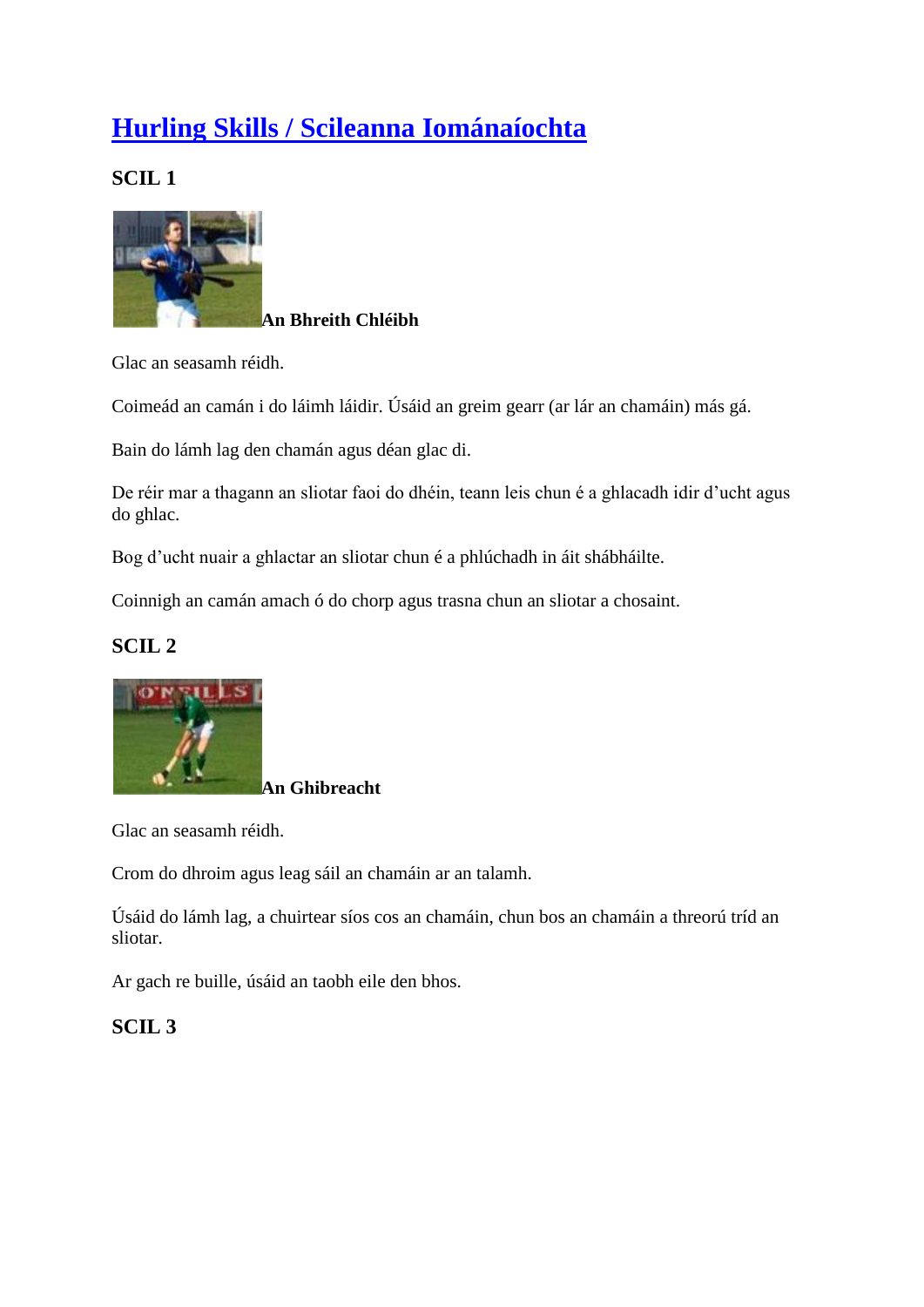# Hurling Skills / Scileanna Iománaíochta

## SCIL 1

**An Bhreith Chléibh**

Glac an seasamh réidh.

Coimeád an camán i do láimh láidir. Úsáid an greim gearr (ar lár an chamáin) más gá.

Bain do lámh lag den chamán agus déan glac di.

De réir mar a thagann an sliotar faoi do dhéin, teann leis chun é a ghlacadh idir d'ucht agus do ghlac.

Bog d'ucht nuair a ghlactar an sliotar chun é a phlúchadh in áit shábháilte.

Coinnigh an camán amach ó do chorp agus trasna chun an sliotar a chosaint.

## SCIL 2

**An Ghibreacht**

Glac an seasamh réidh.

Crom do dhroim agus leag sáil an chamáin ar an talamh.

Úsáid do lámh lag, a chuirtear síos cos an chamáin, chun bos an chamáin a threorú tríd an sliotar.

Ar gach re buille, úsáid an taobh eile den bhos.

## SCIL 3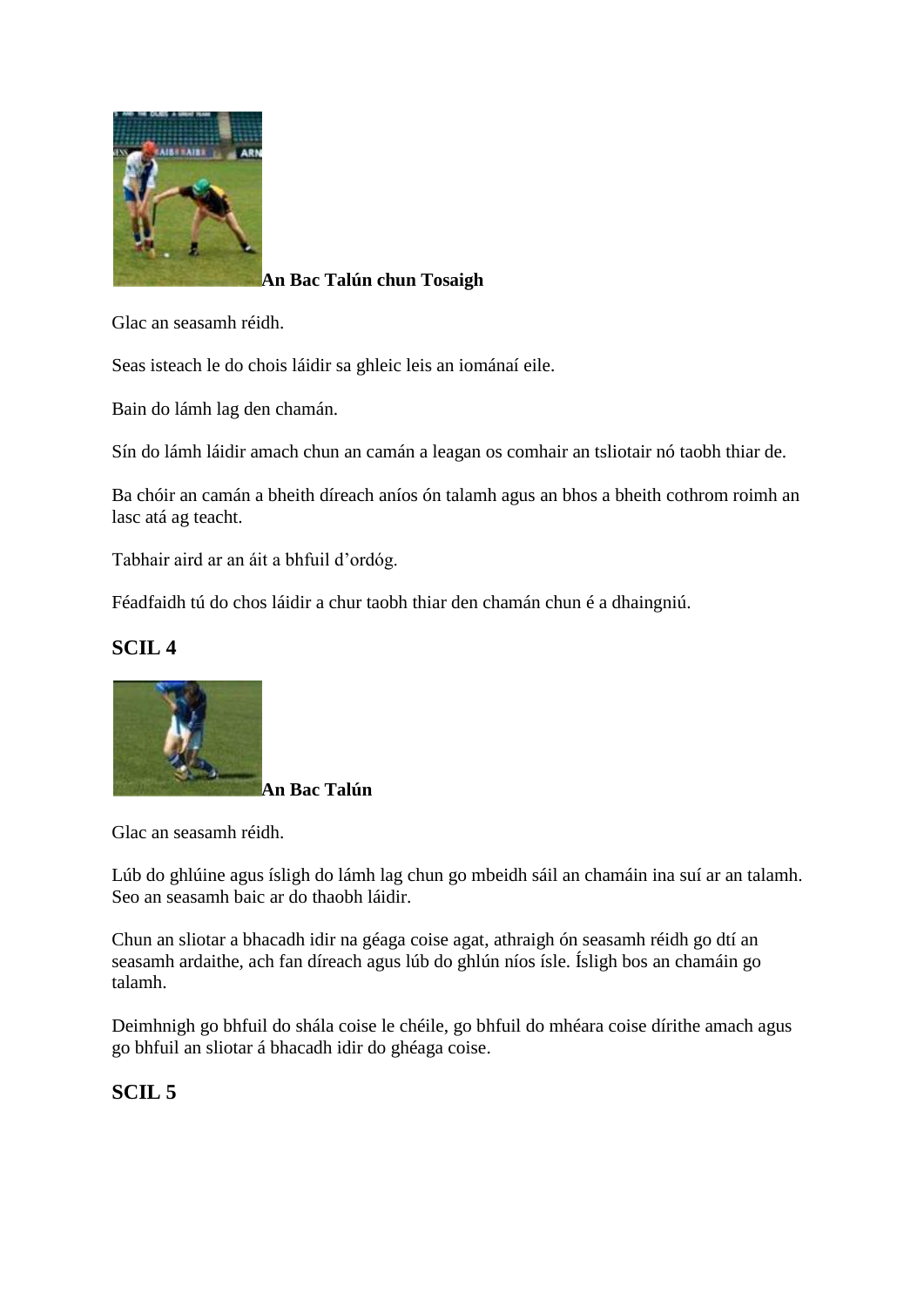**An Bac Talún chun Tosaigh**

Glac an seasamh réidh.

Seas isteach le do chois láidir sa ghleic leis an iománaí eile.

Bain do lámh lag den chamán.

Sín do lámh láidir amach chun an camán a leagan os comhair an tsliotair nó taobh thiar de.

Ba chóir an camán a bheith díreach aníos ón talamh agus an bhos a bheith cothrom roimh an lasc atá ag teacht.

Tabhair aird ar an áit a bhfuil d'ordóg.

Féadfaidh tú do chos láidir a chur taobh thiar den chamán chun é a dhaingniú.

## SCIL 4

**An Bac Talún**

Glac an seasamh réidh.

Lúb do ghlúine agus ísligh do lámh lag chun go mbeidh sáil an chamáin ina suí ar an talamh. Seo an seasamh baic ar do thaobh láidir.

Chun an sliotar a bhacadh idir na géaga coise agat, athraigh ón seasamh réidh go dtí an seasamh ardaithe, ach fan díreach agus lúb do ghlún níos ísle. Ísligh bos an chamáin go talamh.

Deimhnigh go bhfuil do shála coise le chéile, go bhfuil do mhéara coise dírithe amach agus go bhfuil an sliotar á bhacadh idir do ghéaga coise.

## SCIL 5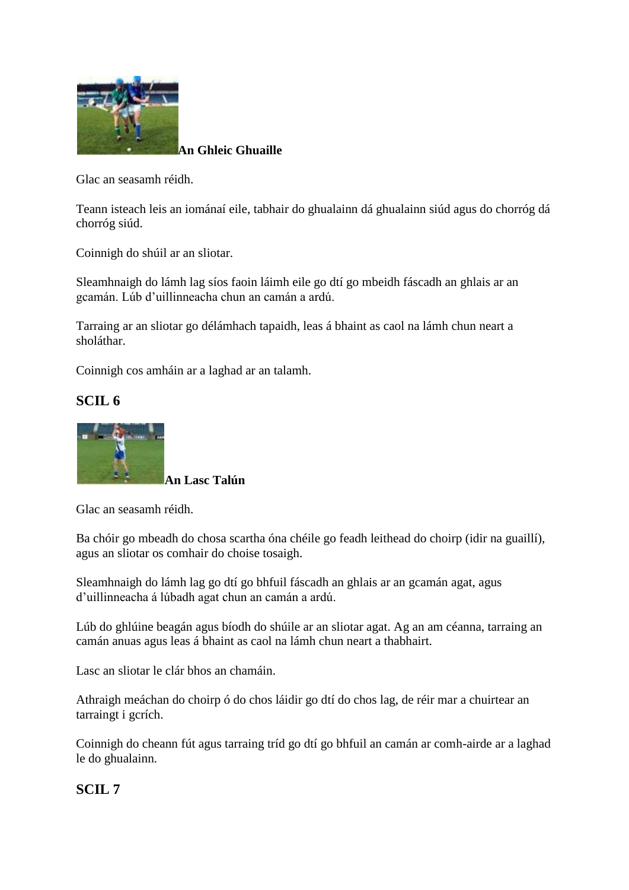**An Ghleic Ghuaille**

Glac an seasamh réidh.

Teann isteach leis an iománaí eile, tabhair do ghualainn dá ghualainn siúd agus do chorróg dá chorróg siúd.

Coinnigh do shúil ar an sliotar.

Sleamhnaigh do lámh lag síos faoin láimh eile go dtí go mbeidh fáscadh an ghlais ar an gcamán. Lúb d'uillinneacha chun an camán a ardú.

Tarraing ar an sliotar go délámhach tapaidh, leas á bhaint as caol na lámh chun neart a sholáthar.

Coinnigh cos amháin ar a laghad ar an talamh.

## SCIL 6

**An Lasc Talún**

Glac an seasamh réidh.

Ba chóir go mbeadh do chosa scartha óna chéile go feadh leithead do choirp (idir na guaillí), agus an sliotar os comhair do choise tosaigh.

Sleamhnaigh do lámh lag go dtí go bhfuil fáscadh an ghlais ar an gcamán agat, agus d'uillinneacha á lúbadh agat chun an camán a ardú.

Lúb do ghlúine beagán agus bíodh do shúile ar an sliotar agat. Ag an am céanna, tarraing an camán anuas agus leas á bhaint as caol na lámh chun neart a thabhairt.

Lasc an sliotar le clár bhos an chamáin.

Athraigh meáchan do choirp ó do chos láidir go dtí do chos lag, de réir mar a chuirtear an tarraingt i gcrích.

Coinnigh do cheann fút agus tarraing tríd go dtí go bhfuil an camán ar comh-airde ar a laghad le do ghualainn.

## SCIL 7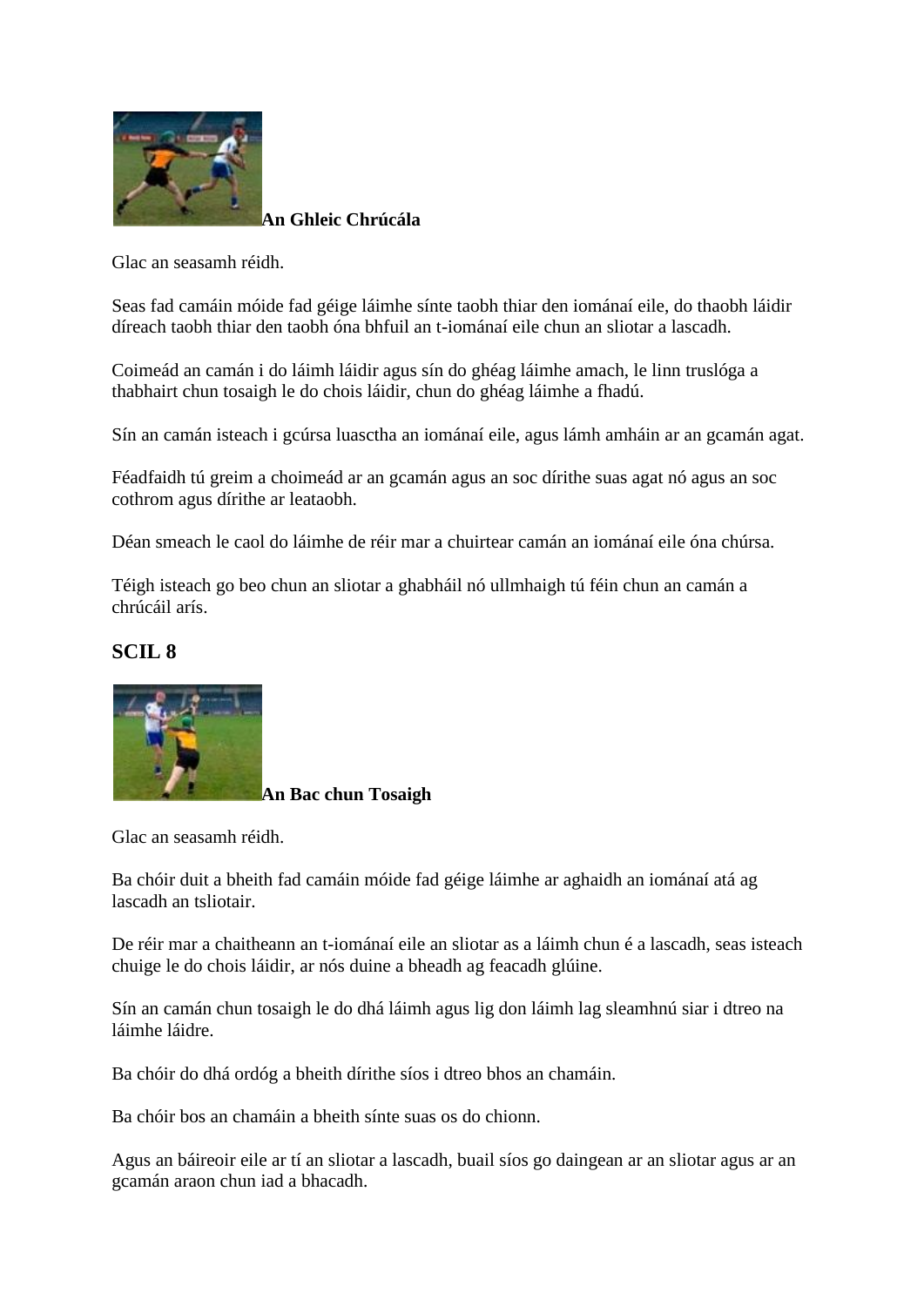**An Ghleic Chrúcála**

Glac an seasamh réidh.

Seas fad camáin móide fad géige láimhe sínte taobh thiar den iománaí eile, do thaobh láidir díreach taobh thiar den taobh óna bhfuil an t-iománaí eile chun an sliotar a lascadh.

Coimeád an camán i do láimh láidir agus sín do ghéag láimhe amach, le linn truslóga a thabhairt chun tosaigh le do chois láidir, chun do ghéag láimhe a fhadú.

Sín an camán isteach i gcúrsa luasctha an iománaí eile, agus lámh amháin ar an gcamán agat.

Féadfaidh tú greim a choimeád ar an gcamán agus an soc dírithe suas agat nó agus an soc cothrom agus dírithe ar leataobh.

Déan smeach le caol do láimhe de réir mar a chuirtear camán an iománaí eile óna chúrsa.

Téigh isteach go beo chun an sliotar a ghabháil nó ullmhaigh tú féin chun an camán a chrúcáil arís.

## SCIL 8

**An Bac chun Tosaigh**

Glac an seasamh réidh.

Ba chóir duit a bheith fad camáin móide fad géige láimhe ar aghaidh an iománaí atá ag lascadh an tsliotair.

De réir mar a chaitheann an t-iománaí eile an sliotar as a láimh chun é a lascadh, seas isteach chuige le do chois láidir, ar nós duine a bheadh ag feacadh glúine.

Sín an camán chun tosaigh le do dhá láimh agus lig don láimh lag sleamhnú siar i dtreo na láimhe láidre.

Ba chóir do dhá ordóg a bheith dírithe síos i dtreo bhos an chamáin.

Ba chóir bos an chamáin a bheith sínte suas os do chionn.

Agus an báireoir eile ar tí an sliotar a lascadh, buail síos go daingean ar an sliotar agus ar an gcamán araon chun iad a bhacadh.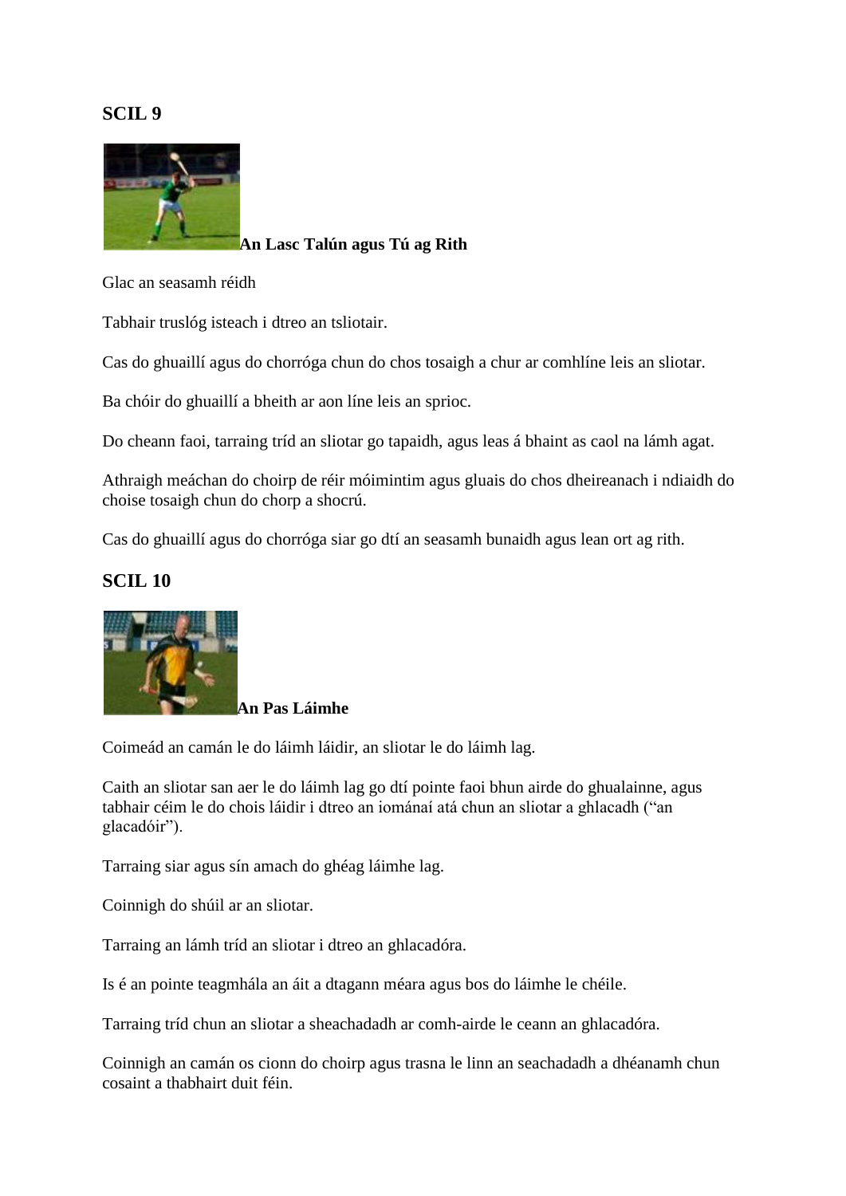## SCIL 9

**An Lasc Talún agus Tú ag Rith**

Glac an seasamh réidh

Tabhair truslóg isteach i dtreo an tsliotair.

Cas do ghuaillí agus do chorróga chun do chos tosaigh a chur ar comhlíne leis an sliotar.

Ba chóir do ghuaillí a bheith ar aon líne leis an sprioc.

Do cheann faoi, tarraing tríd an sliotar go tapaidh, agus leas á bhaint as caol na lámh agat.

Athraigh meáchan do choirp de réir móimintim agus gluais do chos dheireanach i ndiaidh do choise tosaigh chun do chorp a shocrú.

Cas do ghuaillí agus do chorróga siar go dtí an seasamh bunaidh agus lean ort ag rith.

## SCIL 10

**An Pas Láimhe**

Coimeád an camán le do láimh láidir, an sliotar le do láimh lag.

Caith an sliotar san aer le do láimh lag go dtí pointe faoi bhun airde do ghualainne, agus tabhair céim le do chois láidir i dtreo an iománaí atá chun an sliotar a ghlacadh ("an glacadóir").

Tarraing siar agus sín amach do ghéag láimhe lag.

Coinnigh do shúil ar an sliotar.

Tarraing an lámh tríd an sliotar i dtreo an ghlacadóra.

Is é an pointe teagmhála an áit a dtagann méara agus bos do láimhe le chéile.

Tarraing tríd chun an sliotar a sheachadadh ar comh-airde le ceann an ghlacadóra.

Coinnigh an camán os cionn do choirp agus trasna le linn an seachadadh a dhéanamh chun cosaint a thabhairt duit féin.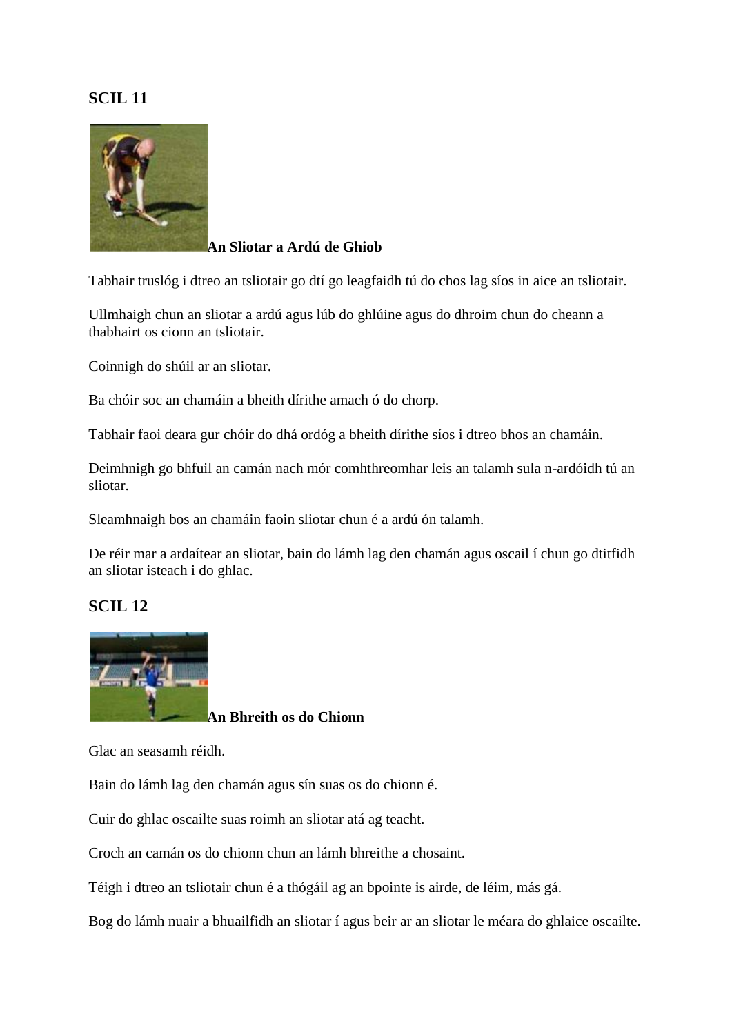## SCIL 11

**An Sliotar a Ardú de Ghiob**

Tabhair truslóg i dtreo an tsliotair go dtí go leagfaidh tú do chos lag síos in aice an tsliotair.

Ullmhaigh chun an sliotar a ardú agus lúb do ghlúine agus do dhroim chun do cheann a thabhairt os cionn an tsliotair.

Coinnigh do shúil ar an sliotar.

Ba chóir soc an chamáin a bheith dírithe amach ó do chorp.

Tabhair faoi deara gur chóir do dhá ordóg a bheith dírithe síos i dtreo bhos an chamáin.

Deimhnigh go bhfuil an camán nach mór comhthreomhar leis an talamh sula n-ardóidh tú an sliotar.

Sleamhnaigh bos an chamáin faoin sliotar chun é a ardú ón talamh.

De réir mar a ardaítear an sliotar, bain do lámh lag den chamán agus oscail í chun go dtitfidh an sliotar isteach i do ghlac.

## SCIL 12

**An Bhreith os do Chionn**

Glac an seasamh réidh.

Bain do lámh lag den chamán agus sín suas os do chionn é.

Cuir do ghlac oscailte suas roimh an sliotar atá ag teacht.

Croch an camán os do chionn chun an lámh bhreithe a chosaint.

Téigh i dtreo an tsliotair chun é a thógáil ag an bpointe is airde, de léim, más gá.

Bog do lámh nuair a bhuailfidh an sliotar í agus beir ar an sliotar le méara do ghlaice oscailte.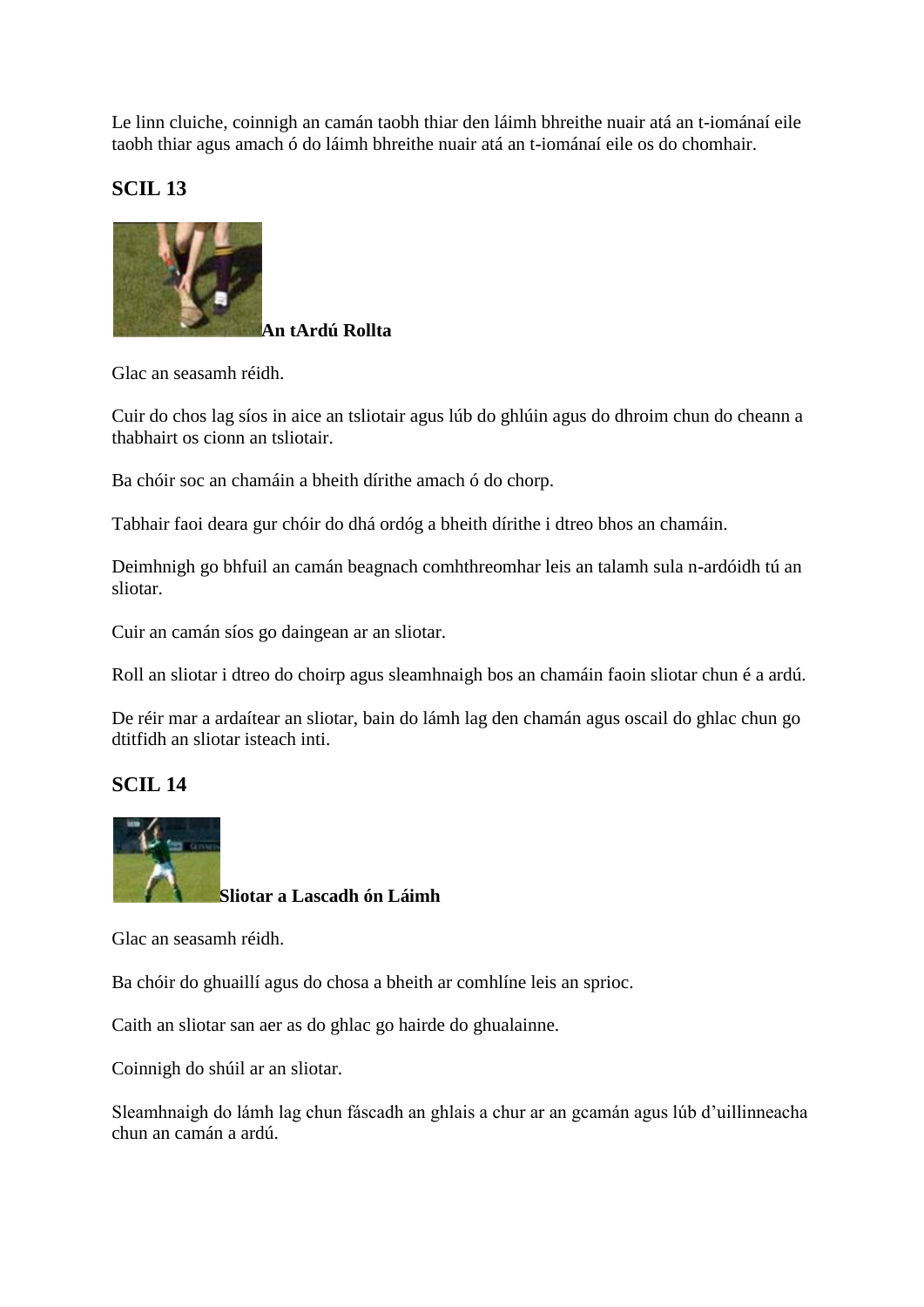Le linn cluiche, coinnigh an camán taobh thiar den láimh bhreithe nuair atá an t-iománaí eile taobh thiar agus amach ó do láimh bhreithe nuair atá an t-iománaí eile os do chomhair.

## SCIL 13

**An tArdú Rollta**

Glac an seasamh réidh.

Cuir do chos lag síos in aice an tsliotair agus lúb do ghlúin agus do dhroim chun do cheann a thabhairt os cionn an tsliotair.

Ba chóir soc an chamáin a bheith dírithe amach ó do chorp.

Tabhair faoi deara gur chóir do dhá ordóg a bheith dírithe i dtreo bhos an chamáin.

Deimhnigh go bhfuil an camán beagnach comhthreomhar leis an talamh sula n-ardóidh tú an sliotar.

Cuir an camán síos go daingean ar an sliotar.

Roll an sliotar i dtreo do choirp agus sleamhnaigh bos an chamáin faoin sliotar chun é a ardú.

De réir mar a ardaítear an sliotar, bain do lámh lag den chamán agus oscail do ghlac chun go dtitfidh an sliotar isteach inti.

## SCIL 14

**Sliotar a Lascadh ón Láimh**

Glac an seasamh réidh.

Ba chóir do ghuaillí agus do chosa a bheith ar comhlíne leis an sprioc.

Caith an sliotar san aer as do ghlac go hairde do ghualainne.

Coinnigh do shúil ar an sliotar.

Sleamhnaigh do lámh lag chun fáscadh an ghlais a chur ar an gcamán agus lúb d'uillinneacha chun an camán a ardú.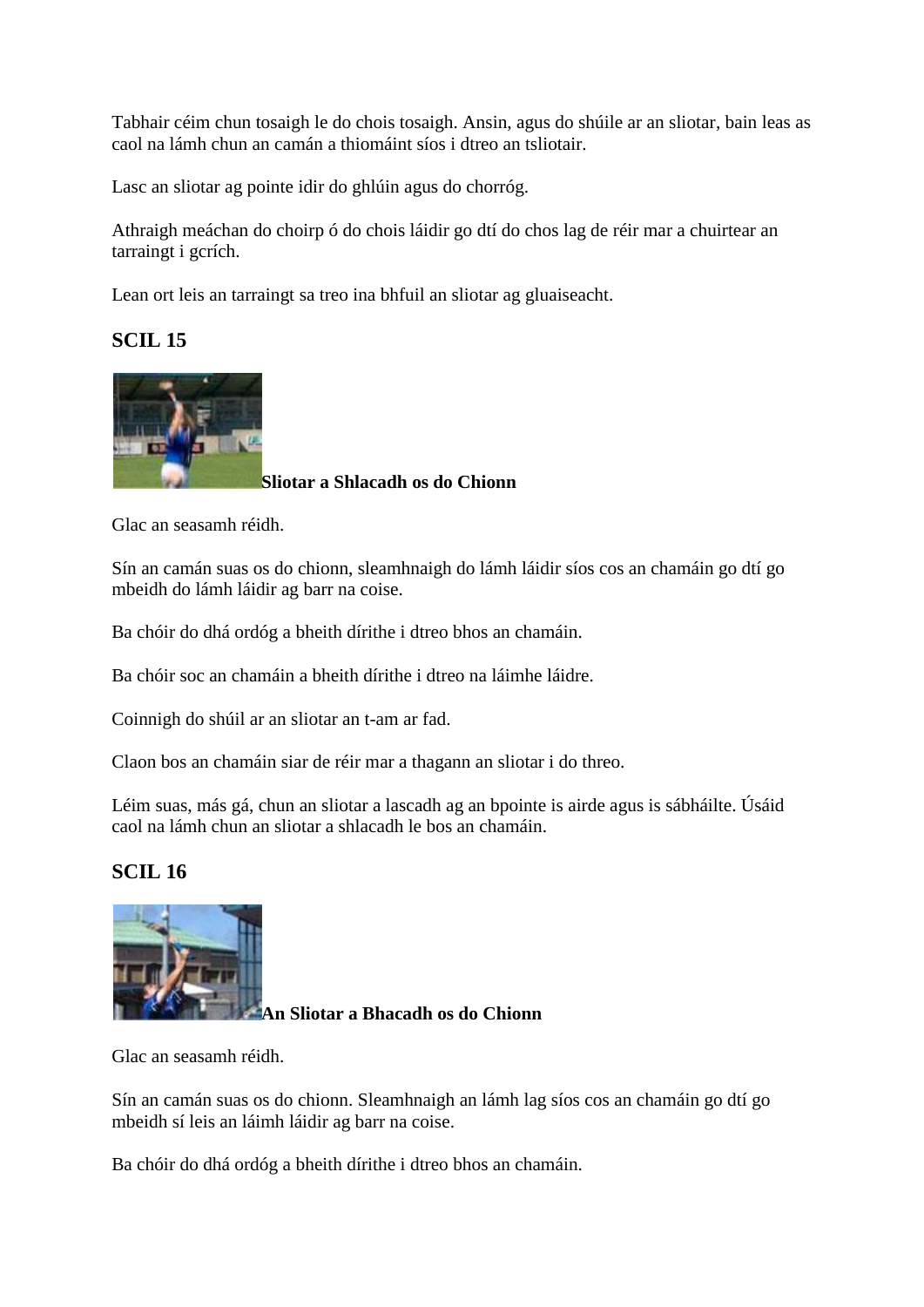Tabhair céim chun tosaigh le do chois tosaigh. Ansin, agus do shúile ar an sliotar, bain leas as caol na lámh chun an camán a thiomáint síos i dtreo an tsliotair.

Lasc an sliotar ag pointe idir do ghlúin agus do chorróg.

Athraigh meáchan do choirp ó do chois láidir go dtí do chos lag de réir mar a chuirtear an tarraingt i gcrích.

Lean ort leis an tarraingt sa treo ina bhfuil an sliotar ag gluaiseacht.

## SCIL 15

**Sliotar a Shlacadh os do Chionn**

Glac an seasamh réidh.

Sín an camán suas os do chionn, sleamhnaigh do lámh láidir síos cos an chamáin go dtí go mbeidh do lámh láidir ag barr na coise.

Ba chóir do dhá ordóg a bheith dírithe i dtreo bhos an chamáin.

Ba chóir soc an chamáin a bheith dírithe i dtreo na láimhe láidre.

Coinnigh do shúil ar an sliotar an t-am ar fad.

Claon bos an chamáin siar de réir mar a thagann an sliotar i do threo.

Léim suas, más gá, chun an sliotar a lascadh ag an bpointe is airde agus is sábháilte. Úsáid caol na lámh chun an sliotar a shlacadh le bos an chamáin.

## SCIL 16

**An Sliotar a Bhacadh os do Chionn**

Glac an seasamh réidh.

Sín an camán suas os do chionn. Sleamhnaigh an lámh lag síos cos an chamáin go dtí go mbeidh sí leis an láimh láidir ag barr na coise.

Ba chóir do dhá ordóg a bheith dírithe i dtreo bhos an chamáin.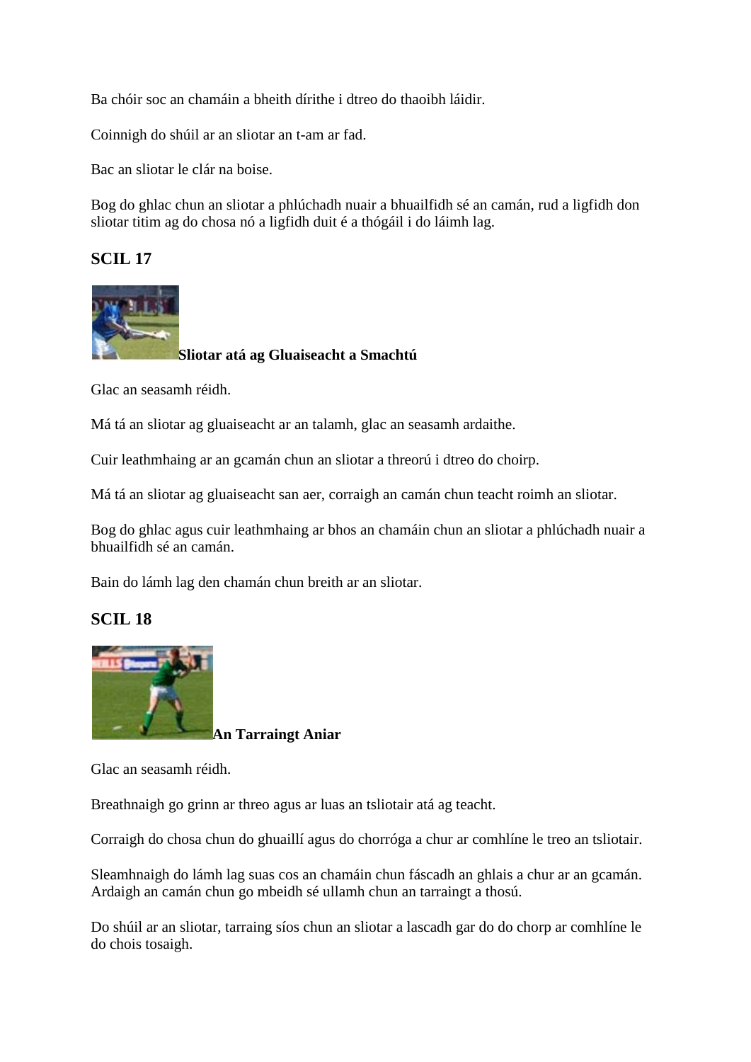Ba chóir soc an chamáin a bheith dírithe i dtreo do thaoibh láidir.

Coinnigh do shúil ar an sliotar an t-am ar fad.

Bac an sliotar le clár na boise.

Bog do ghlac chun an sliotar a phlúchadh nuair a bhuailfidh sé an camán, rud a ligfidh don sliotar titim ag do chosa nó a ligfidh duit é a thógáil i do láimh lag.

## SCIL 17

**Sliotar atá ag Gluaiseacht a Smachtú**

Glac an seasamh réidh.

Má tá an sliotar ag gluaiseacht ar an talamh, glac an seasamh ardaithe.

Cuir leathmhaing ar an gcamán chun an sliotar a threorú i dtreo do choirp.

Má tá an sliotar ag gluaiseacht san aer, corraigh an camán chun teacht roimh an sliotar.

Bog do ghlac agus cuir leathmhaing ar bhos an chamáin chun an sliotar a phlúchadh nuair a bhuailfidh sé an camán.

Bain do lámh lag den chamán chun breith ar an sliotar.

## SCIL 18

**An Tarraingt Aniar**

Glac an seasamh réidh.

Breathnaigh go grinn ar threo agus ar luas an tsliotair atá ag teacht.

Corraigh do chosa chun do ghuaillí agus do chorróga a chur ar comhlíne le treo an tsliotair.

Sleamhnaigh do lámh lag suas cos an chamáin chun fáscadh an ghlais a chur ar an gcamán. Ardaigh an camán chun go mbeidh sé ullamh chun an tarraingt a thosú.

Do shúil ar an sliotar, tarraing síos chun an sliotar a lascadh gar do do chorp ar comhlíne le do chois tosaigh.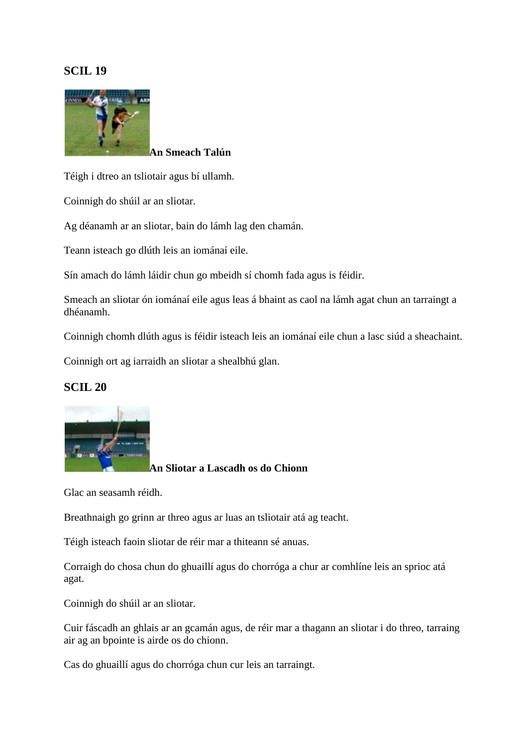## SCIL 19

**An Smeach Talún**

Téigh i dtreo an tsliotair agus bí ullamh.

Coinnigh do shúil ar an sliotar.

Ag déanamh ar an sliotar, bain do lámh lag den chamán.

Teann isteach go dlúth leis an iománaí eile.

Sín amach do lámh láidir chun go mbeidh sí chomh fada agus is féidir.

Smeach an sliotar ón iománaí eile agus leas á bhaint as caol na lámh agat chun an tarraingt a dhéanamh.

Coinnigh chomh dlúth agus is féidir isteach leis an iománaí eile chun a lasc siúd a sheachaint.

Coinnigh ort ag iarraidh an sliotar a shealbhú glan.

## SCIL 20

**An Sliotar a Lascadh os do Chionn**

Glac an seasamh réidh.

Breathnaigh go grinn ar threo agus ar luas an tsliotair atá ag teacht.

Téigh isteach faoin sliotar de réir mar a thiteann sé anuas.

Corraigh do chosa chun do ghuaillí agus do chorróga a chur ar comhlíne leis an sprioc atá agat.

Coinnigh do shúil ar an sliotar.

Cuir fáscadh an ghlais ar an gcamán agus, de réir mar a thagann an sliotar i do threo, tarraing air ag an bpointe is airde os do chionn.

Cas do ghuaillí agus do chorróga chun cur leis an tarraingt.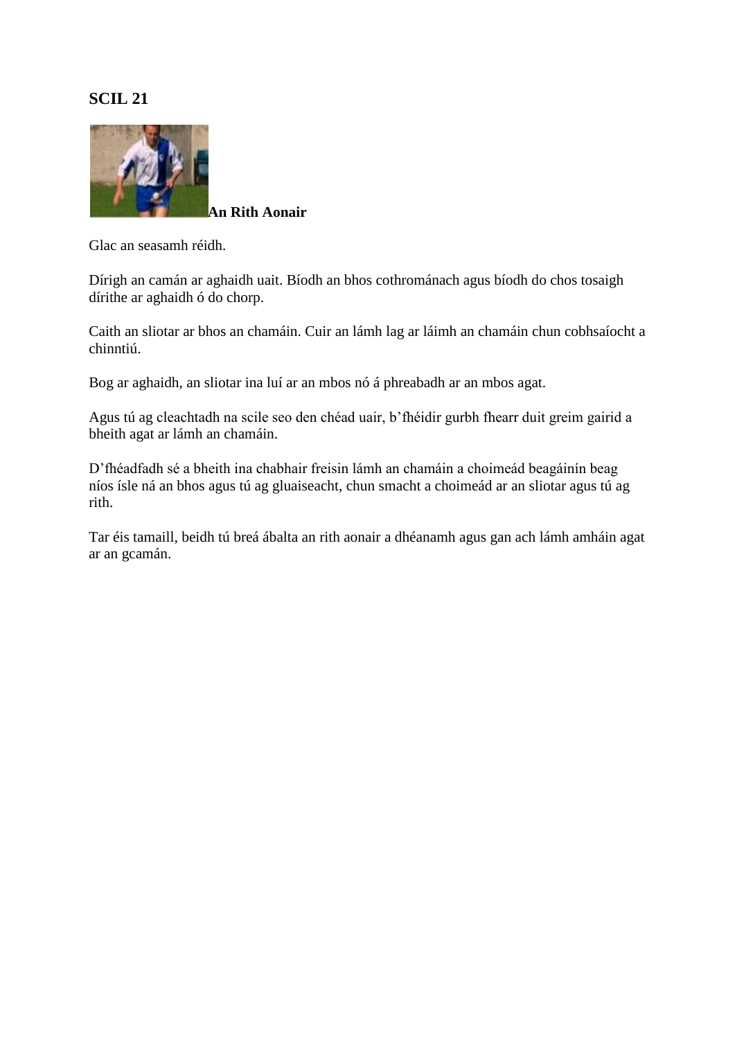# SCIL 21

**An Rith Aonair**

Glac an seasamh réidh.

Dírigh an camán ar aghaidh uait. Bíodh an bhos cothrománach agus bíodh do chos tosaigh dírithe ar aghaidh ó do chorp.

Caith an sliotar ar bhos an chamáin. Cuir an lámh lag ar láimh an chamáin chun cobhsaíocht a chinntiú.

Bog ar aghaidh, an sliotar ina luí ar an mbos nó á phreabadh ar an mbos agat.

Agus tú ag cleachtadh na scile seo den chéad uair, b'fhéidir gurbh fhearr duit greim gairid a bheith agat ar lámh an chamáin.

D'fhéadfadh sé a bheith ina chabhair freisin lámh an chamáin a choimeád beagáinín beag níos ísle ná an bhos agus tú ag gluaiseacht, chun smacht a choimeád ar an sliotar agus tú ag rith.

Tar éis tamaill, beidh tú breá ábalta an rith aonair a dhéanamh agus gan ach lámh amháin agat ar an gcamán.